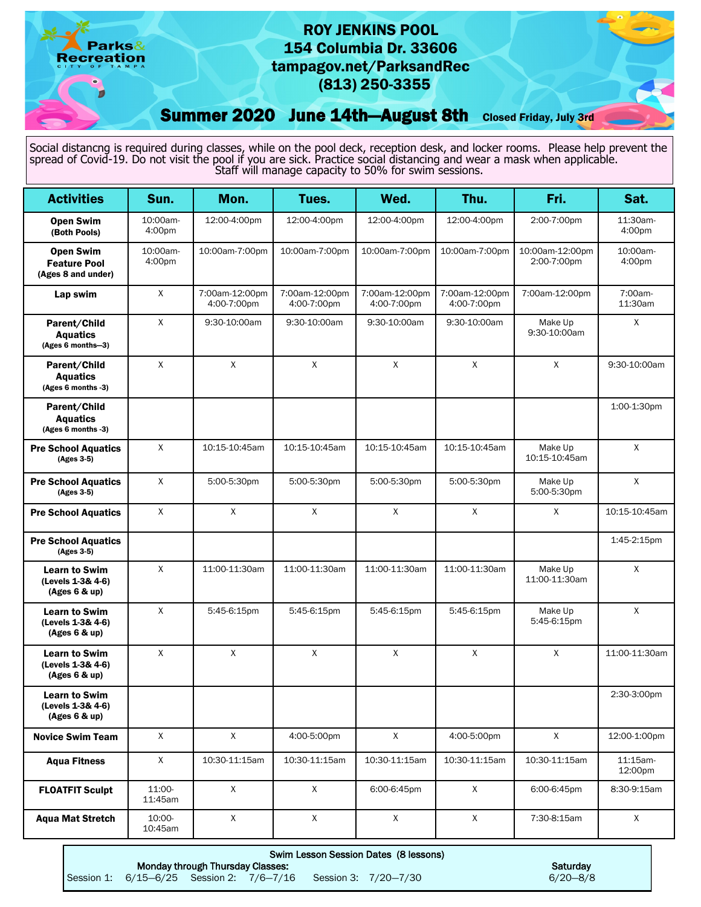# ROY JENKINS POOL

**154 Columbia Dr. 33606**
**tampagov.net/ParksandRec**
**(813) 250-3355**

Parks & Recreation
CITY OF TAMPA

## Summer 2020 June 14th—August 8th

**Closed Friday, July 3rd**

Social distancng is required during classes, while on the pool deck, reception desk, and locker rooms. Please help prevent the spread of Covid-19. Do not visit the pool if you are sick. Practice social distancing and wear a mask when applicable. Staff will manage capacity to 50% for swim sessions.

| Activities | Sun. | Mon. | Tues. | Wed. | Thu. | Fri. | Sat. |
|---|---|---|---|---|---|---|---|
| **Open Swim** (Both Pools) | 10:00am-4:00pm | 12:00-4:00pm | 12:00-4:00pm | 12:00-4:00pm | 12:00-4:00pm | 2:00-7:00pm | 11:30am-4:00pm |
| **Open Swim Feature Pool** (Ages 8 and under) | 10:00am-4:00pm | 10:00am-7:00pm | 10:00am-7:00pm | 10:00am-7:00pm | 10:00am-7:00pm | 10:00am-12:00pm 2:00-7:00pm | 10:00am-4:00pm |
| **Lap swim** | X | 7:00am-12:00pm 4:00-7:00pm | 7:00am-12:00pm 4:00-7:00pm | 7:00am-12:00pm 4:00-7:00pm | 7:00am-12:00pm 4:00-7:00pm | 7:00am-12:00pm | 7:00am-11:30am |
| **Parent/Child Aquatics** (Ages 6 months—3) | X | 9:30-10:00am | 9:30-10:00am | 9:30-10:00am | 9:30-10:00am | Make Up 9:30-10:00am | X |
| **Parent/Child Aquatics** (Ages 6 months -3) | X | X | X | X | X | X | 9:30-10:00am |
| **Parent/Child Aquatics** (Ages 6 months -3) | | | | | | | 1:00-1:30pm |
| **Pre School Aquatics** (Ages 3-5) | X | 10:15-10:45am | 10:15-10:45am | 10:15-10:45am | 10:15-10:45am | Make Up 10:15-10:45am | X |
| **Pre School Aquatics** (Ages 3-5) | X | 5:00-5:30pm | 5:00-5:30pm | 5:00-5:30pm | 5:00-5:30pm | Make Up 5:00-5:30pm | X |
| **Pre School Aquatics** | X | X | X | X | X | X | 10:15-10:45am |
| **Pre School Aquatics** (Ages 3-5) | | | | | | | 1:45-2:15pm |
| **Learn to Swim** (Levels 1-3& 4-6) (Ages 6 & up) | X | 11:00-11:30am | 11:00-11:30am | 11:00-11:30am | 11:00-11:30am | Make Up 11:00-11:30am | X |
| **Learn to Swim** (Levels 1-3& 4-6) (Ages 6 & up) | X | 5:45-6:15pm | 5:45-6:15pm | 5:45-6:15pm | 5:45-6:15pm | Make Up 5:45-6:15pm | X |
| **Learn to Swim** (Levels 1-3& 4-6) (Ages 6 & up) | X | X | X | X | X | X | 11:00-11:30am |
| **Learn to Swim** (Levels 1-3& 4-6) (Ages 6 & up) | | | | | | | 2:30-3:00pm |
| **Novice Swim Team** | X | X | 4:00-5:00pm | X | 4:00-5:00pm | X | 12:00-1:00pm |
| **Aqua Fitness** | X | 10:30-11:15am | 10:30-11:15am | 10:30-11:15am | 10:30-11:15am | 10:30-11:15am | 11:15am-12:00pm |
| **FLOATFIT Sculpt** | 11:00-11:45am | X | X | 6:00-6:45pm | X | 6:00-6:45pm | 8:30-9:15am |
| **Aqua Mat Stretch** | 10:00-10:45am | X | X | X | X | 7:30-8:15am | X |

**Swim Lesson Session Dates (8 lessons)**

Monday through Thursday Classes:
Session 1: 6/15—6/25 Session 2: 7/6—7/16 Session 3: 7/20—7/30

Saturday
6/20—8/8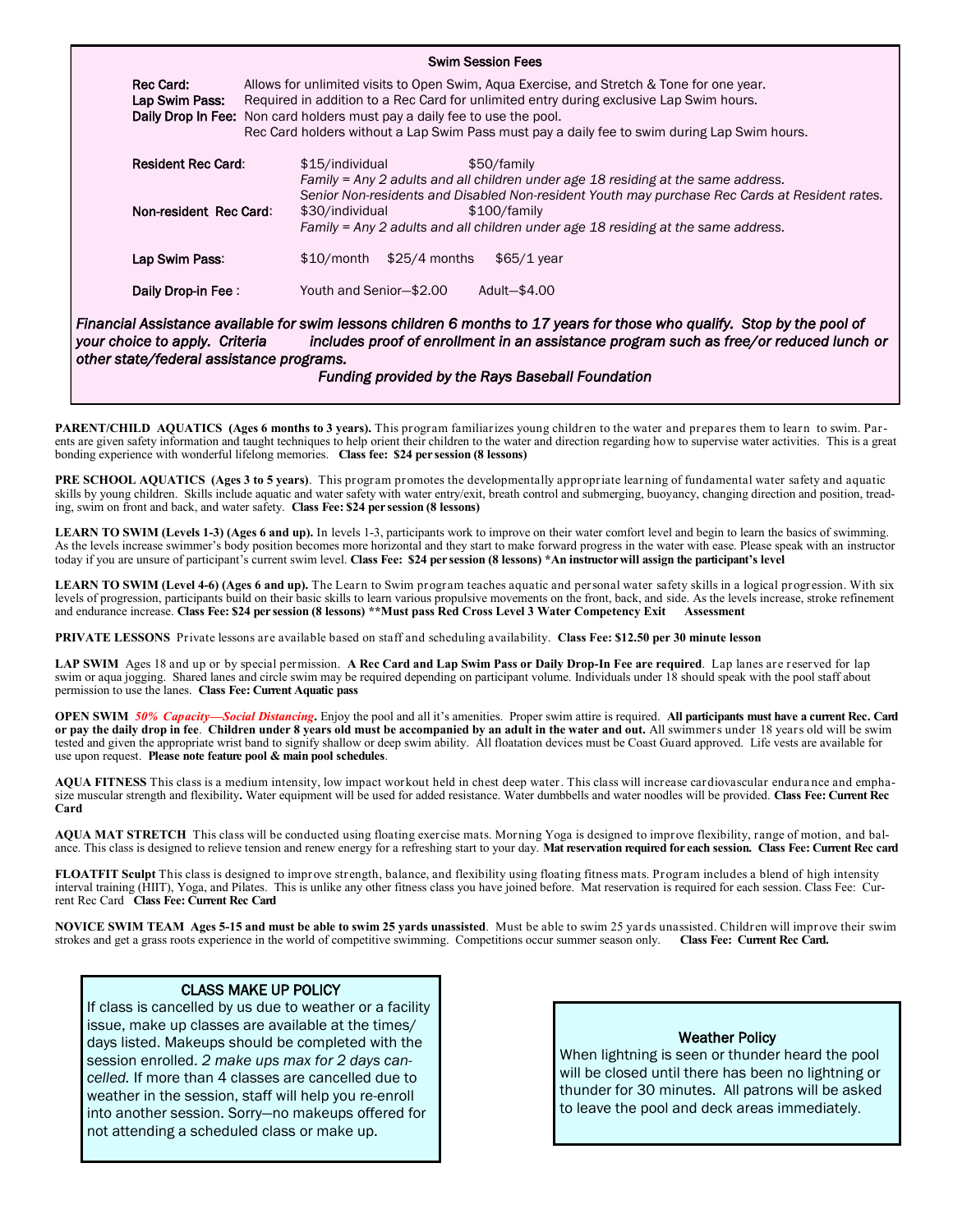## Swim Session Fees

**Rec Card:** Allows for unlimited visits to Open Swim, Aqua Exercise, and Stretch & Tone for one year.
**Lap Swim Pass:** Required in addition to a Rec Card for unlimited entry during exclusive Lap Swim hours.
**Daily Drop In Fee:** Non card holders must pay a daily fee to use the pool.
Rec Card holders without a Lap Swim Pass must pay a daily fee to swim during Lap Swim hours.

**Resident Rec Card:** $15/individual $50/family
*Family = Any 2 adults and all children under age 18 residing at the same address.*
*Senior Non-residents and Disabled Non-resident Youth may purchase Rec Cards at Resident rates.*

**Non-resident Rec Card:** $30/individual $100/family
*Family = Any 2 adults and all children under age 18 residing at the same address.*

**Lap Swim Pass:** $10/month $25/4 months $65/1 year

**Daily Drop-in Fee:** Youth and Senior—$2.00 Adult—$4.00

*Financial Assistance available for swim lessons children 6 months to 17 years for those who qualify. Stop by the pool of your choice to apply. Criteria includes proof of enrollment in an assistance program such as free/or reduced lunch or other state/federal assistance programs.*

*Funding provided by the Rays Baseball Foundation*

**PARENT/CHILD AQUATICS (Ages 6 months to 3 years).** This program familiarizes young children to the water and prepares them to learn to swim. Parents are given safety information and taught techniques to help orient their children to the water and direction regarding how to supervise water activities. This is a great bonding experience with wonderful lifelong memories. **Class fee: $24 per session (8 lessons)**

**PRE SCHOOL AQUATICS (Ages 3 to 5 years)**. This program promotes the developmentally appropriate learning of fundamental water safety and aquatic skills by young children. Skills include aquatic and water safety with water entry/exit, breath control and submerging, buoyancy, changing direction and position, treading, swim on front and back, and water safety. **Class Fee: $24 per session (8 lessons)**

**LEARN TO SWIM (Levels 1-3) (Ages 6 and up).** In levels 1-3, participants work to improve on their water comfort level and begin to learn the basics of swimming. As the levels increase swimmer's body position becomes more horizontal and they start to make forward progress in the water with ease. Please speak with an instructor today if you are unsure of participant's current swim level. **Class Fee: $24 per session (8 lessons) *An instructor will assign the participant's level**

**LEARN TO SWIM (Level 4-6) (Ages 6 and up).** The Learn to Swim program teaches aquatic and personal water safety skills in a logical progression. With six levels of progression, participants build on their basic skills to learn various propulsive movements on the front, back, and side. As the levels increase, stroke refinement and endurance increase. **Class Fee: $24 per session (8 lessons) **Must pass Red Cross Level 3 Water Competency Exit Assessment**

**PRIVATE LESSONS** Private lessons are available based on staff and scheduling availability. **Class Fee: $12.50 per 30 minute lesson**

**LAP SWIM** Ages 18 and up or by special permission. **A Rec Card and Lap Swim Pass or Daily Drop-In Fee are required**. Lap lanes are reserved for lap swim or aqua jogging. Shared lanes and circle swim may be required depending on participant volume. Individuals under 18 should speak with the pool staff about permission to use the lanes. **Class Fee: Current Aquatic pass**

**OPEN SWIM** ***50% Capacity—Social Distancing*.** Enjoy the pool and all it's amenities. Proper swim attire is required. **All participants must have a current Rec. Card or pay the daily drop in fee**. **Children under 8 years old must be accompanied by an adult in the water and out.** All swimmers under 18 years old will be swim tested and given the appropriate wrist band to signify shallow or deep swim ability. All floatation devices must be Coast Guard approved. Life vests are available for use upon request. **Please note feature pool & main pool schedules**.

**AQUA FITNESS** This class is a medium intensity, low impact workout held in chest deep water. This class will increase cardiovascular endurance and emphasize muscular strength and flexibility**.** Water equipment will be used for added resistance. Water dumbbells and water noodles will be provided. **Class Fee: Current Rec Card**

**AQUA MAT STRETCH** This class will be conducted using floating exercise mats. Morning Yoga is designed to improve flexibility, range of motion, and balance. This class is designed to relieve tension and renew energy for a refreshing start to your day. **Mat reservation required for each session. Class Fee: Current Rec card**

**FLOATFIT Sculpt** This class is designed to improve strength, balance, and flexibility using floating fitness mats. Program includes a blend of high intensity interval training (HIIT), Yoga, and Pilates. This is unlike any other fitness class you have joined before. Mat reservation is required for each session. Class Fee: Current Rec Card **Class Fee: Current Rec Card**

**NOVICE SWIM TEAM Ages 5-15 and must be able to swim 25 yards unassisted**. Must be able to swim 25 yards unassisted. Children will improve their swim strokes and get a grass roots experience in the world of competitive swimming. Competitions occur summer season only. **Class Fee: Current Rec Card.**

### CLASS MAKE UP POLICY

If class is cancelled by us due to weather or a facility issue, make up classes are available at the times/ days listed. Makeups should be completed with the session enrolled. *2 make ups max for 2 days cancelled.* If more than 4 classes are cancelled due to weather in the session, staff will help you re-enroll into another session. Sorry—no makeups offered for not attending a scheduled class or make up.

### Weather Policy

When lightning is seen or thunder heard the pool will be closed until there has been no lightning or thunder for 30 minutes. All patrons will be asked to leave the pool and deck areas immediately.